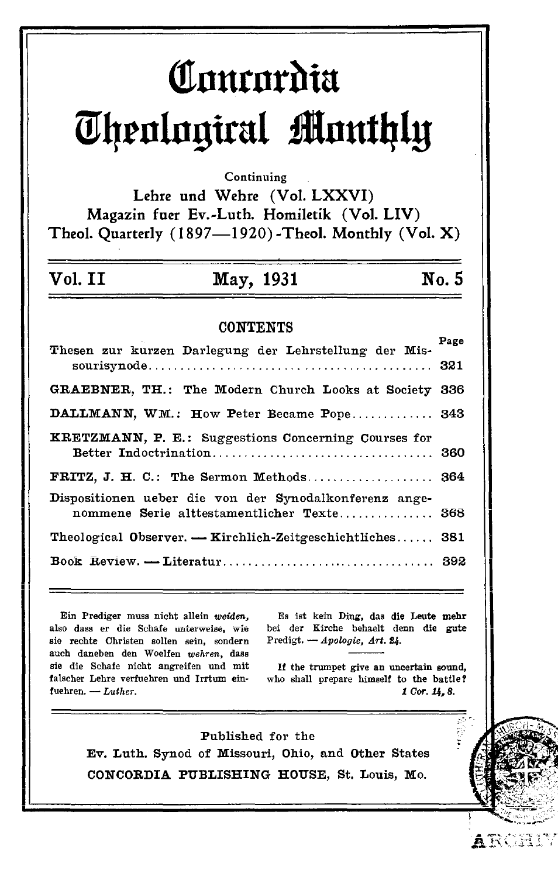# Concordia Theological Monthly

Continuing

Lehre und Wehre (Vol. LXXVI)
Magazin fuer Ev.-Luth. Homiletik (Vol. LIV)
Theol. Quarterly (1897—1920)-Theol. Monthly (Vol. X)

**Vol. II** | **May, 1931** | **No. 5**

## CONTENTS

| | Page |
|---|---|
| Thesen zur kurzen Darlegung der Lehrstellung der Missourisynode | 321 |
| GRAEBNER, TH.: The Modern Church Looks at Society | 336 |
| DALLMANN, WM.: How Peter Became Pope | 343 |
| KRETZMANN, P. E.: Suggestions Concerning Courses for Better Indoctrination | 360 |
| FRITZ, J. H. C.: The Sermon Methods | 364 |
| Dispositionen ueber die von der Synodalkonferenz angenommene Serie alttestamentlicher Texte | 368 |
| Theological Observer. — Kirchlich-Zeitgeschichtliches | 381 |
| Book Review. — Literatur | 392 |

Ein Prediger muss nicht allein *weiden*, also dass er die Schafe unterweise, wie sie rechte Christen sollen sein, sondern auch daneben den Woelfen *wehren*, dass sie die Schafe nicht angreifen und mit falscher Lehre verfuehren und Irrtum einfuehren. — *Luther.*

Es ist kein Ding, das die Leute mehr bei der Kirche behaelt denn die gute Predigt. — *Apologie, Art. 24.*

If the trumpet give an uncertain sound, who shall prepare himself to the battle? *1 Cor. 14, 8.*

Published for the
Ev. Luth. Synod of Missouri, Ohio, and Other States
CONCORDIA PUBLISHING HOUSE, St. Louis, Mo.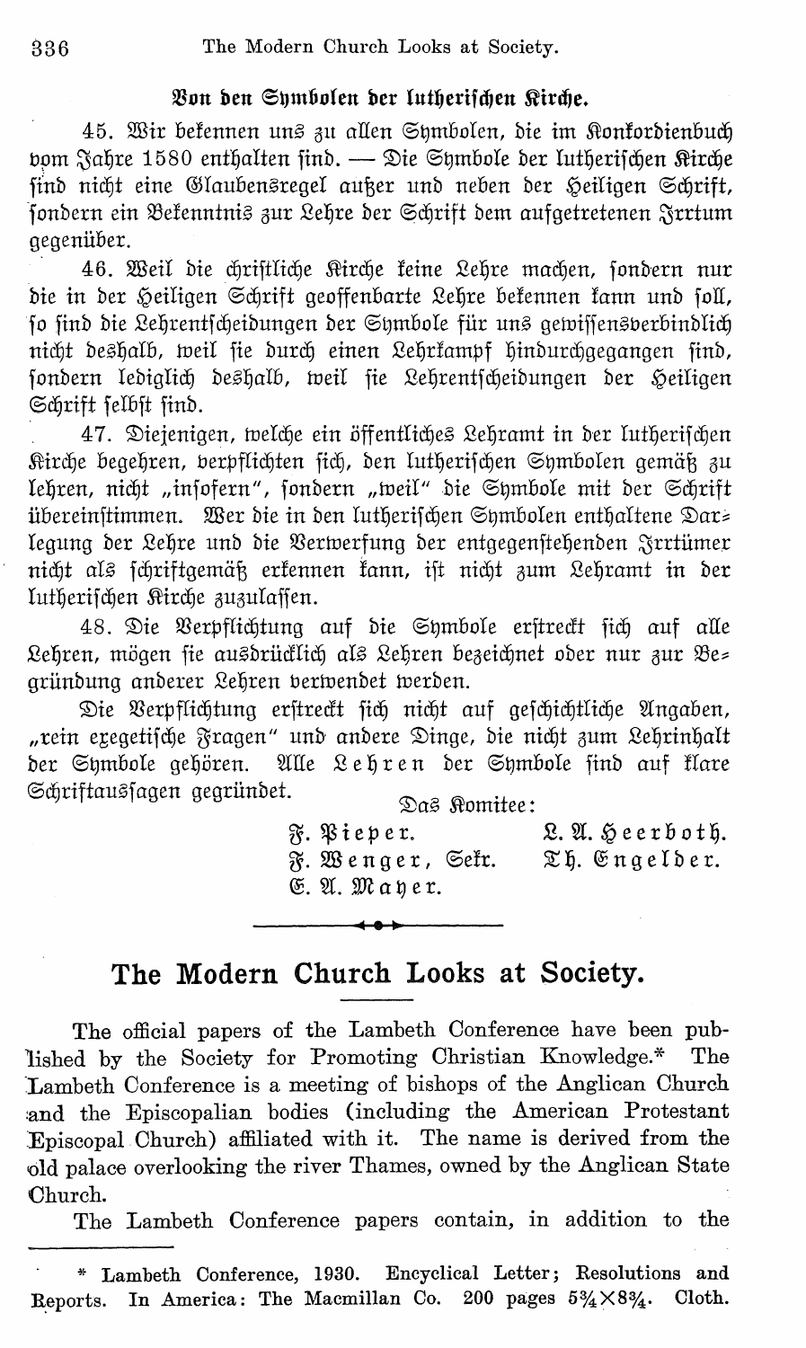### Von den Symbolen der lutherischen Kirche.

45. Wir bekennen uns zu allen Symbolen, die im Konkordienbuch vom Jahre 1580 enthalten sind. — Die Symbole der lutherischen Kirche sind nicht eine Glaubensregel außer und neben der Heiligen Schrift, sondern ein Bekenntnis zur Lehre der Schrift dem aufgetretenen Irrtum gegenüber.

46. Weil die christliche Kirche keine Lehre machen, sondern nur die in der Heiligen Schrift geoffenbarte Lehre bekennen kann und soll, so sind die Lehrentscheidungen der Symbole für uns gewissensverbindlich nicht deshalb, weil sie durch einen Lehrkampf hindurchgegangen sind, sondern lediglich deshalb, weil sie Lehrentscheidungen der Heiligen Schrift selbst sind.

47. Diejenigen, welche ein öffentliches Lehramt in der lutherischen Kirche begehren, verpflichten sich, den lutherischen Symbolen gemäß zu lehren, nicht „insofern", sondern „weil" die Symbole mit der Schrift übereinstimmen. Wer die in den lutherischen Symbolen enthaltene Darlegung der Lehre und die Verwerfung der entgegenstehenden Irrtümer nicht als schriftgemäß erkennen kann, ist nicht zum Lehramt in der lutherischen Kirche zuzulassen.

48. Die Verpflichtung auf die Symbole erstreckt sich auf alle Lehren, mögen sie ausdrücklich als Lehren bezeichnet oder nur zur Begründung anderer Lehren verwendet werden.

Die Verpflichtung erstreckt sich nicht auf geschichtliche Angaben, „rein exegetische Fragen" und andere Dinge, die nicht zum Lehrinhalt der Symbole gehören. Alle **Lehren** der Symbole sind auf klare Schriftaussagen gegründet.

Das Komitee:

F. Pieper. L. A. Heerboth.
F. Wenger, Sekr. Th. Engelder.
E. A. Mayer.

---

## The Modern Church Looks at Society.

The official papers of the Lambeth Conference have been published by the Society for Promoting Christian Knowledge.* The Lambeth Conference is a meeting of bishops of the Anglican Church and the Episcopalian bodies (including the American Protestant Episcopal Church) affiliated with it. The name is derived from the old palace overlooking the river Thames, owned by the Anglican State Church.

The Lambeth Conference papers contain, in addition to the

---

* Lambeth Conference, 1930. Encyclical Letter; Resolutions and Reports. In America: The Macmillan Co. 200 pages 5¾×8¾. Cloth.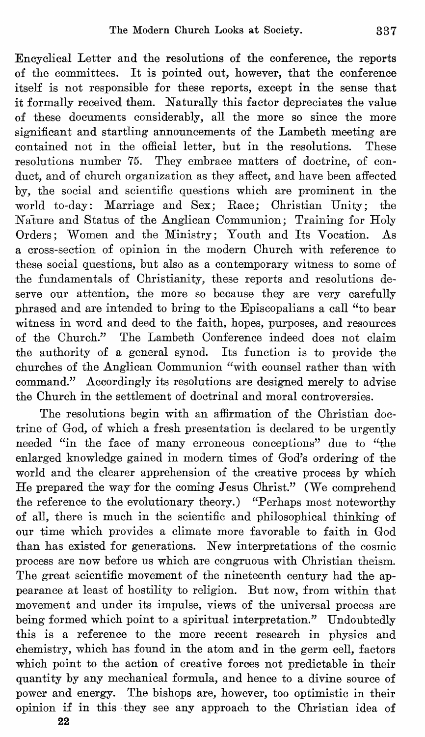Encyclical Letter and the resolutions of the conference, the reports of the committees. It is pointed out, however, that the conference itself is not responsible for these reports, except in the sense that it formally received them. Naturally this factor depreciates the value of these documents considerably, all the more so since the more significant and startling announcements of the Lambeth meeting are contained not in the official letter, but in the resolutions. These resolutions number 75. They embrace matters of doctrine, of conduct, and of church organization as they affect, and have been affected by, the social and scientific questions which are prominent in the world to-day: Marriage and Sex; Race; Christian Unity; the Nature and Status of the Anglican Communion; Training for Holy Orders; Women and the Ministry; Youth and Its Vocation. As a cross-section of opinion in the modern Church with reference to these social questions, but also as a contemporary witness to some of the fundamentals of Christianity, these reports and resolutions deserve our attention, the more so because they are very carefully phrased and are intended to bring to the Episcopalians a call "to bear witness in word and deed to the faith, hopes, purposes, and resources of the Church." The Lambeth Conference indeed does not claim the authority of a general synod. Its function is to provide the churches of the Anglican Communion "with counsel rather than with command." Accordingly its resolutions are designed merely to advise the Church in the settlement of doctrinal and moral controversies.

The resolutions begin with an affirmation of the Christian doctrine of God, of which a fresh presentation is declared to be urgently needed "in the face of many erroneous conceptions" due to "the enlarged knowledge gained in modern times of God's ordering of the world and the clearer apprehension of the creative process by which He prepared the way for the coming Jesus Christ." (We comprehend the reference to the evolutionary theory.) "Perhaps most noteworthy of all, there is much in the scientific and philosophical thinking of our time which provides a climate more favorable to faith in God than has existed for generations. New interpretations of the cosmic process are now before us which are congruous with Christian theism. The great scientific movement of the nineteenth century had the appearance at least of hostility to religion. But now, from within that movement and under its impulse, views of the universal process are being formed which point to a spiritual interpretation." Undoubtedly this is a reference to the more recent research in physics and chemistry, which has found in the atom and in the germ cell, factors which point to the action of creative forces not predictable in their quantity by any mechanical formula, and hence to a divine source of power and energy. The bishops are, however, too optimistic in their opinion if in this they see any approach to the Christian idea of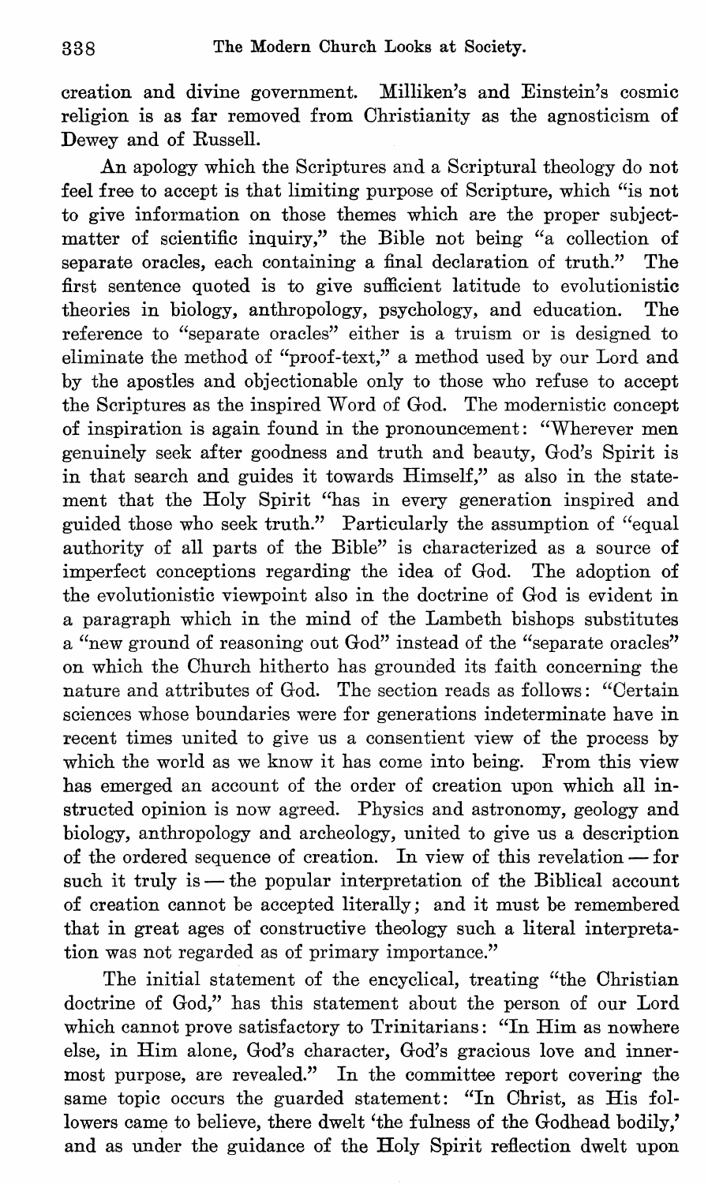creation and divine government. Milliken's and Einstein's cosmic religion is as far removed from Christianity as the agnosticism of Dewey and of Russell.

An apology which the Scriptures and a Scriptural theology do not feel free to accept is that limiting purpose of Scripture, which "is not to give information on those themes which are the proper subject-matter of scientific inquiry," the Bible not being "a collection of separate oracles, each containing a final declaration of truth." The first sentence quoted is to give sufficient latitude to evolutionistic theories in biology, anthropology, psychology, and education. The reference to "separate oracles" either is a truism or is designed to eliminate the method of "proof-text," a method used by our Lord and by the apostles and objectionable only to those who refuse to accept the Scriptures as the inspired Word of God. The modernistic concept of inspiration is again found in the pronouncement: "Wherever men genuinely seek after goodness and truth and beauty, God's Spirit is in that search and guides it towards Himself," as also in the statement that the Holy Spirit "has in every generation inspired and guided those who seek truth." Particularly the assumption of "equal authority of all parts of the Bible" is characterized as a source of imperfect conceptions regarding the idea of God. The adoption of the evolutionistic viewpoint also in the doctrine of God is evident in a paragraph which in the mind of the Lambeth bishops substitutes a "new ground of reasoning out God" instead of the "separate oracles" on which the Church hitherto has grounded its faith concerning the nature and attributes of God. The section reads as follows: "Certain sciences whose boundaries were for generations indeterminate have in recent times united to give us a consentient view of the process by which the world as we know it has come into being. From this view has emerged an account of the order of creation upon which all instructed opinion is now agreed. Physics and astronomy, geology and biology, anthropology and archeology, united to give us a description of the ordered sequence of creation. In view of this revelation — for such it truly is — the popular interpretation of the Biblical account of creation cannot be accepted literally; and it must be remembered that in great ages of constructive theology such a literal interpretation was not regarded as of primary importance."

The initial statement of the encyclical, treating "the Christian doctrine of God," has this statement about the person of our Lord which cannot prove satisfactory to Trinitarians: "In Him as nowhere else, in Him alone, God's character, God's gracious love and innermost purpose, are revealed." In the committee report covering the same topic occurs the guarded statement: "In Christ, as His followers came to believe, there dwelt 'the fulness of the Godhead bodily,' and as under the guidance of the Holy Spirit reflection dwelt upon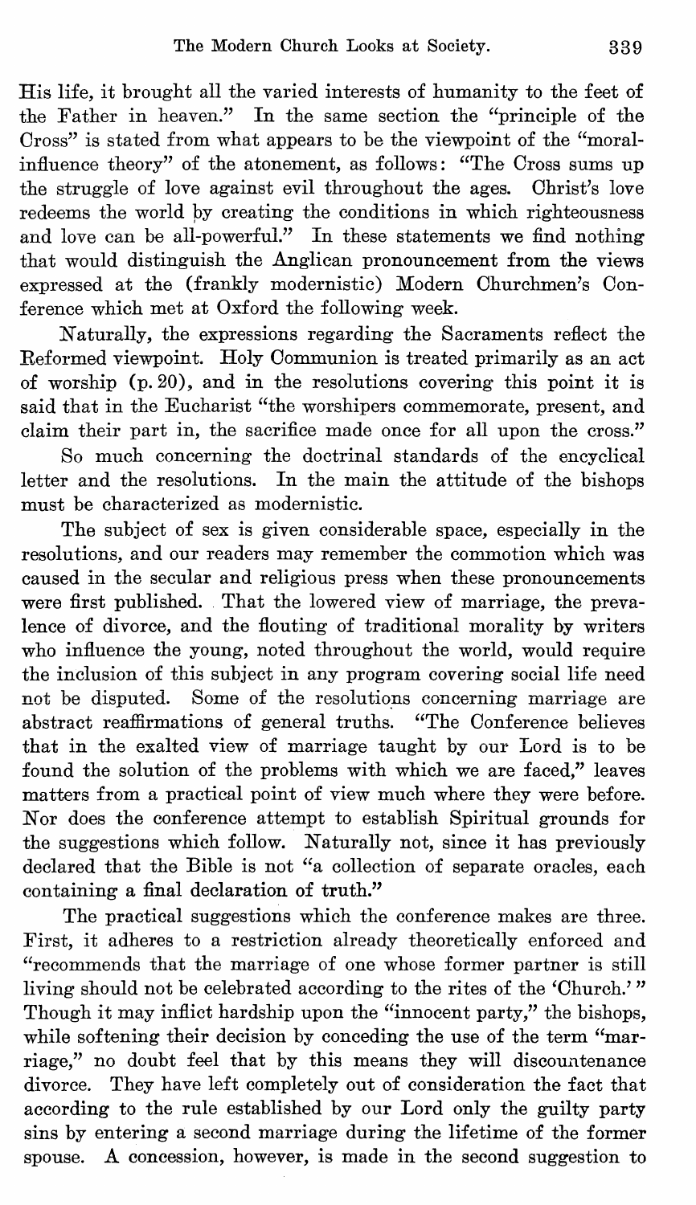His life, it brought all the varied interests of humanity to the feet of the Father in heaven." In the same section the "principle of the Cross" is stated from what appears to be the viewpoint of the "moral-influence theory" of the atonement, as follows: "The Cross sums up the struggle of love against evil throughout the ages. Christ's love redeems the world by creating the conditions in which righteousness and love can be all-powerful." In these statements we find nothing that would distinguish the Anglican pronouncement from the views expressed at the (frankly modernistic) Modern Churchmen's Conference which met at Oxford the following week.

Naturally, the expressions regarding the Sacraments reflect the Reformed viewpoint. Holy Communion is treated primarily as an act of worship (p. 20), and in the resolutions covering this point it is said that in the Eucharist "the worshipers commemorate, present, and claim their part in, the sacrifice made once for all upon the cross."

So much concerning the doctrinal standards of the encyclical letter and the resolutions. In the main the attitude of the bishops must be characterized as modernistic.

The subject of sex is given considerable space, especially in the resolutions, and our readers may remember the commotion which was caused in the secular and religious press when these pronouncements were first published. That the lowered view of marriage, the prevalence of divorce, and the flouting of traditional morality by writers who influence the young, noted throughout the world, would require the inclusion of this subject in any program covering social life need not be disputed. Some of the resolutions concerning marriage are abstract reaffirmations of general truths. "The Conference believes that in the exalted view of marriage taught by our Lord is to be found the solution of the problems with which we are faced," leaves matters from a practical point of view much where they were before. Nor does the conference attempt to establish Spiritual grounds for the suggestions which follow. Naturally not, since it has previously declared that the Bible is not "a collection of separate oracles, each containing a final declaration of truth."

The practical suggestions which the conference makes are three. First, it adheres to a restriction already theoretically enforced and "recommends that the marriage of one whose former partner is still living should not be celebrated according to the rites of the 'Church.'" Though it may inflict hardship upon the "innocent party," the bishops, while softening their decision by conceding the use of the term "marriage," no doubt feel that by this means they will discountenance divorce. They have left completely out of consideration the fact that according to the rule established by our Lord only the guilty party sins by entering a second marriage during the lifetime of the former spouse. A concession, however, is made in the second suggestion to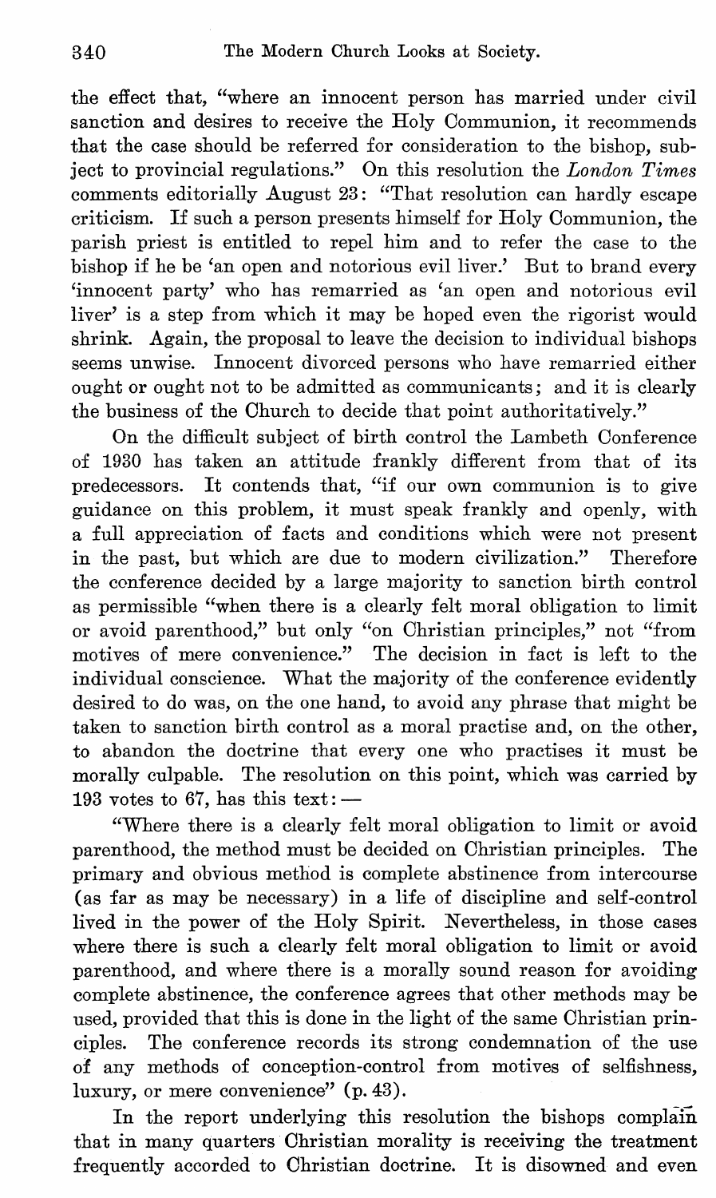the effect that, "where an innocent person has married under civil sanction and desires to receive the Holy Communion, it recommends that the case should be referred for consideration to the bishop, subject to provincial regulations." On this resolution the *London Times* comments editorially August 23: "That resolution can hardly escape criticism. If such a person presents himself for Holy Communion, the parish priest is entitled to repel him and to refer the case to the bishop if he be 'an open and notorious evil liver.' But to brand every 'innocent party' who has remarried as 'an open and notorious evil liver' is a step from which it may be hoped even the rigorist would shrink. Again, the proposal to leave the decision to individual bishops seems unwise. Innocent divorced persons who have remarried either ought or ought not to be admitted as communicants; and it is clearly the business of the Church to decide that point authoritatively."

On the difficult subject of birth control the Lambeth Conference of 1930 has taken an attitude frankly different from that of its predecessors. It contends that, "if our own communion is to give guidance on this problem, it must speak frankly and openly, with a full appreciation of facts and conditions which were not present in the past, but which are due to modern civilization." Therefore the conference decided by a large majority to sanction birth control as permissible "when there is a clearly felt moral obligation to limit or avoid parenthood," but only "on Christian principles," not "from motives of mere convenience." The decision in fact is left to the individual conscience. What the majority of the conference evidently desired to do was, on the one hand, to avoid any phrase that might be taken to sanction birth control as a moral practise and, on the other, to abandon the doctrine that every one who practises it must be morally culpable. The resolution on this point, which was carried by 193 votes to 67, has this text: —

"Where there is a clearly felt moral obligation to limit or avoid parenthood, the method must be decided on Christian principles. The primary and obvious method is complete abstinence from intercourse (as far as may be necessary) in a life of discipline and self-control lived in the power of the Holy Spirit. Nevertheless, in those cases where there is such a clearly felt moral obligation to limit or avoid parenthood, and where there is a morally sound reason for avoiding complete abstinence, the conference agrees that other methods may be used, provided that this is done in the light of the same Christian principles. The conference records its strong condemnation of the use of any methods of conception-control from motives of selfishness, luxury, or mere convenience" (p. 43).

In the report underlying this resolution the bishops complain that in many quarters Christian morality is receiving the treatment frequently accorded to Christian doctrine. It is disowned and even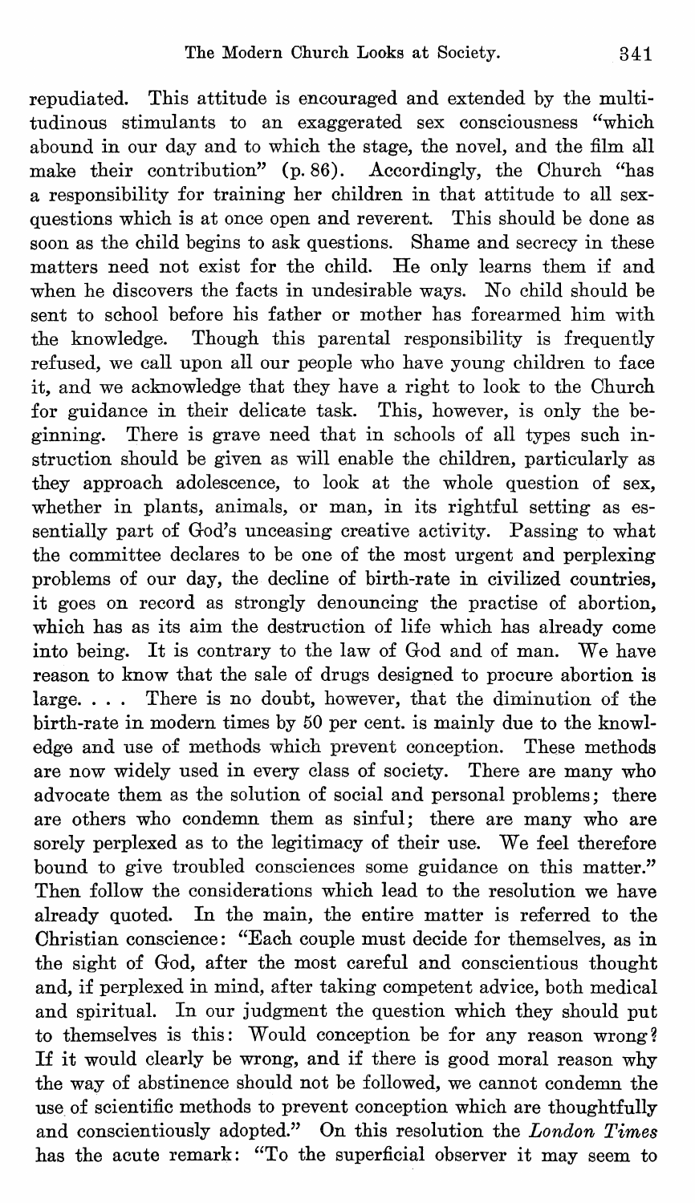repudiated. This attitude is encouraged and extended by the multitudinous stimulants to an exaggerated sex consciousness "which abound in our day and to which the stage, the novel, and the film all make their contribution" (p. 86). Accordingly, the Church "has a responsibility for training her children in that attitude to all sex-questions which is at once open and reverent. This should be done as soon as the child begins to ask questions. Shame and secrecy in these matters need not exist for the child. He only learns them if and when he discovers the facts in undesirable ways. No child should be sent to school before his father or mother has forearmed him with the knowledge. Though this parental responsibility is frequently refused, we call upon all our people who have young children to face it, and we acknowledge that they have a right to look to the Church for guidance in their delicate task. This, however, is only the beginning. There is grave need that in schools of all types such instruction should be given as will enable the children, particularly as they approach adolescence, to look at the whole question of sex, whether in plants, animals, or man, in its rightful setting as essentially part of God's unceasing creative activity. Passing to what the committee declares to be one of the most urgent and perplexing problems of our day, the decline of birth-rate in civilized countries, it goes on record as strongly denouncing the practise of abortion, which has as its aim the destruction of life which has already come into being. It is contrary to the law of God and of man. We have reason to know that the sale of drugs designed to procure abortion is large. . . . There is no doubt, however, that the diminution of the birth-rate in modern times by 50 per cent. is mainly due to the knowledge and use of methods which prevent conception. These methods are now widely used in every class of society. There are many who advocate them as the solution of social and personal problems; there are others who condemn them as sinful; there are many who are sorely perplexed as to the legitimacy of their use. We feel therefore bound to give troubled consciences some guidance on this matter." Then follow the considerations which lead to the resolution we have already quoted. In the main, the entire matter is referred to the Christian conscience: "Each couple must decide for themselves, as in the sight of God, after the most careful and conscientious thought and, if perplexed in mind, after taking competent advice, both medical and spiritual. In our judgment the question which they should put to themselves is this: Would conception be for any reason wrong? If it would clearly be wrong, and if there is good moral reason why the way of abstinence should not be followed, we cannot condemn the use of scientific methods to prevent conception which are thoughtfully and conscientiously adopted." On this resolution the *London Times* has the acute remark: "To the superficial observer it may seem to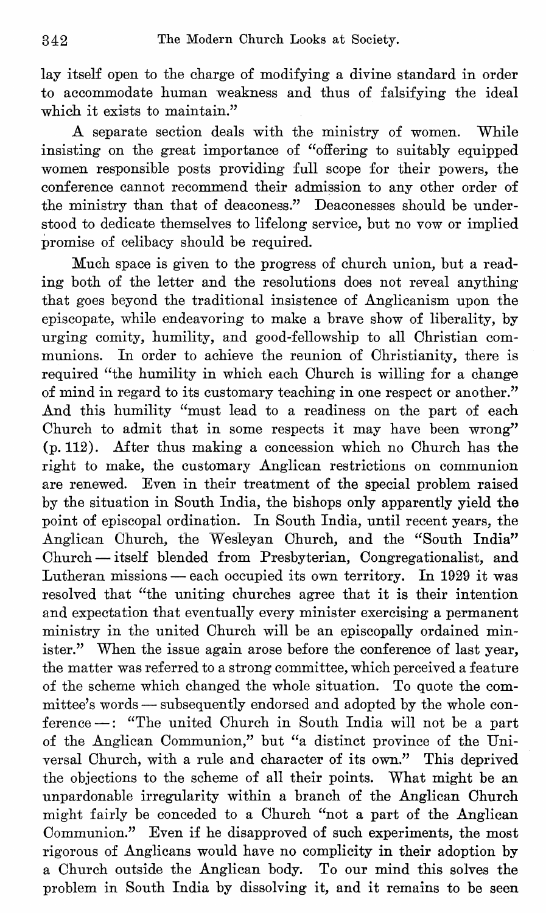lay itself open to the charge of modifying a divine standard in order to accommodate human weakness and thus of falsifying the ideal which it exists to maintain."

A separate section deals with the ministry of women. While insisting on the great importance of "offering to suitably equipped women responsible posts providing full scope for their powers, the conference cannot recommend their admission to any other order of the ministry than that of deaconess." Deaconesses should be understood to dedicate themselves to lifelong service, but no vow or implied promise of celibacy should be required.

Much space is given to the progress of church union, but a reading both of the letter and the resolutions does not reveal anything that goes beyond the traditional insistence of Anglicanism upon the episcopate, while endeavoring to make a brave show of liberality, by urging comity, humility, and good-fellowship to all Christian communions. In order to achieve the reunion of Christianity, there is required "the humility in which each Church is willing for a change of mind in regard to its customary teaching in one respect or another." And this humility "must lead to a readiness on the part of each Church to admit that in some respects it may have been wrong" (p. 112). After thus making a concession which no Church has the right to make, the customary Anglican restrictions on communion are renewed. Even in their treatment of the special problem raised by the situation in South India, the bishops only apparently yield the point of episcopal ordination. In South India, until recent years, the Anglican Church, the Wesleyan Church, and the "South India" Church — itself blended from Presbyterian, Congregationalist, and Lutheran missions — each occupied its own territory. In 1929 it was resolved that "the uniting churches agree that it is their intention and expectation that eventually every minister exercising a permanent ministry in the united Church will be an episcopally ordained minister." When the issue again arose before the conference of last year, the matter was referred to a strong committee, which perceived a feature of the scheme which changed the whole situation. To quote the committee's words — subsequently endorsed and adopted by the whole conference —: "The united Church in South India will not be a part of the Anglican Communion," but "a distinct province of the Universal Church, with a rule and character of its own." This deprived the objections to the scheme of all their points. What might be an unpardonable irregularity within a branch of the Anglican Church might fairly be conceded to a Church "not a part of the Anglican Communion." Even if he disapproved of such experiments, the most rigorous of Anglicans would have no complicity in their adoption by a Church outside the Anglican body. To our mind this solves the problem in South India by dissolving it, and it remains to be seen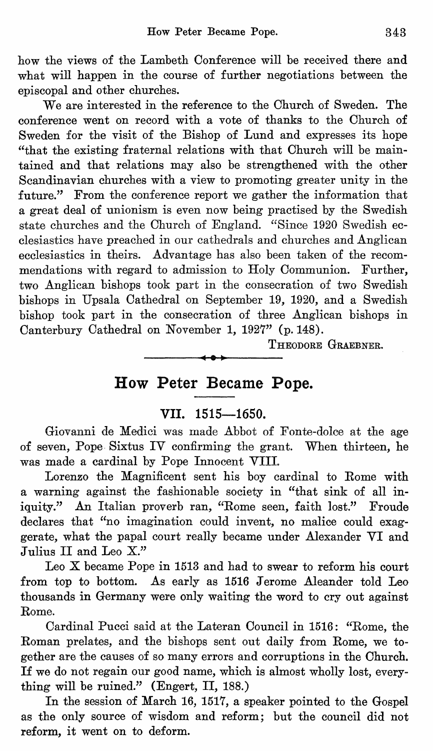how the views of the Lambeth Conference will be received there and what will happen in the course of further negotiations between the episcopal and other churches.

We are interested in the reference to the Church of Sweden. The conference went on record with a vote of thanks to the Church of Sweden for the visit of the Bishop of Lund and expresses its hope "that the existing fraternal relations with that Church will be maintained and that relations may also be strengthened with the other Scandinavian churches with a view to promoting greater unity in the future." From the conference report we gather the information that a great deal of unionism is even now being practised by the Swedish state churches and the Church of England. "Since 1920 Swedish ecclesiastics have preached in our cathedrals and churches and Anglican ecclesiastics in theirs. Advantage has also been taken of the recommendations with regard to admission to Holy Communion. Further, two Anglican bishops took part in the consecration of two Swedish bishops in Upsala Cathedral on September 19, 1920, and a Swedish bishop took part in the consecration of three Anglican bishops in Canterbury Cathedral on November 1, 1927" (p. 148).

THEODORE GRAEBNER.

## How Peter Became Pope.

### VII. 1515—1650.

Giovanni de Medici was made Abbot of Fonte-dolce at the age of seven, Pope Sixtus IV confirming the grant. When thirteen, he was made a cardinal by Pope Innocent VIII.

Lorenzo the Magnificent sent his boy cardinal to Rome with a warning against the fashionable society in "that sink of all iniquity." An Italian proverb ran, "Rome seen, faith lost." Froude declares that "no imagination could invent, no malice could exaggerate, what the papal court really became under Alexander VI and Julius II and Leo X."

Leo X became Pope in 1513 and had to swear to reform his court from top to bottom. As early as 1516 Jerome Aleander told Leo thousands in Germany were only waiting the word to cry out against Rome.

Cardinal Pucci said at the Lateran Council in 1516: "Rome, the Roman prelates, and the bishops sent out daily from Rome, we together are the causes of so many errors and corruptions in the Church. If we do not regain our good name, which is almost wholly lost, everything will be ruined." (Engert, II, 188.)

In the session of March 16, 1517, a speaker pointed to the Gospel as the only source of wisdom and reform; but the council did not reform, it went on to deform.